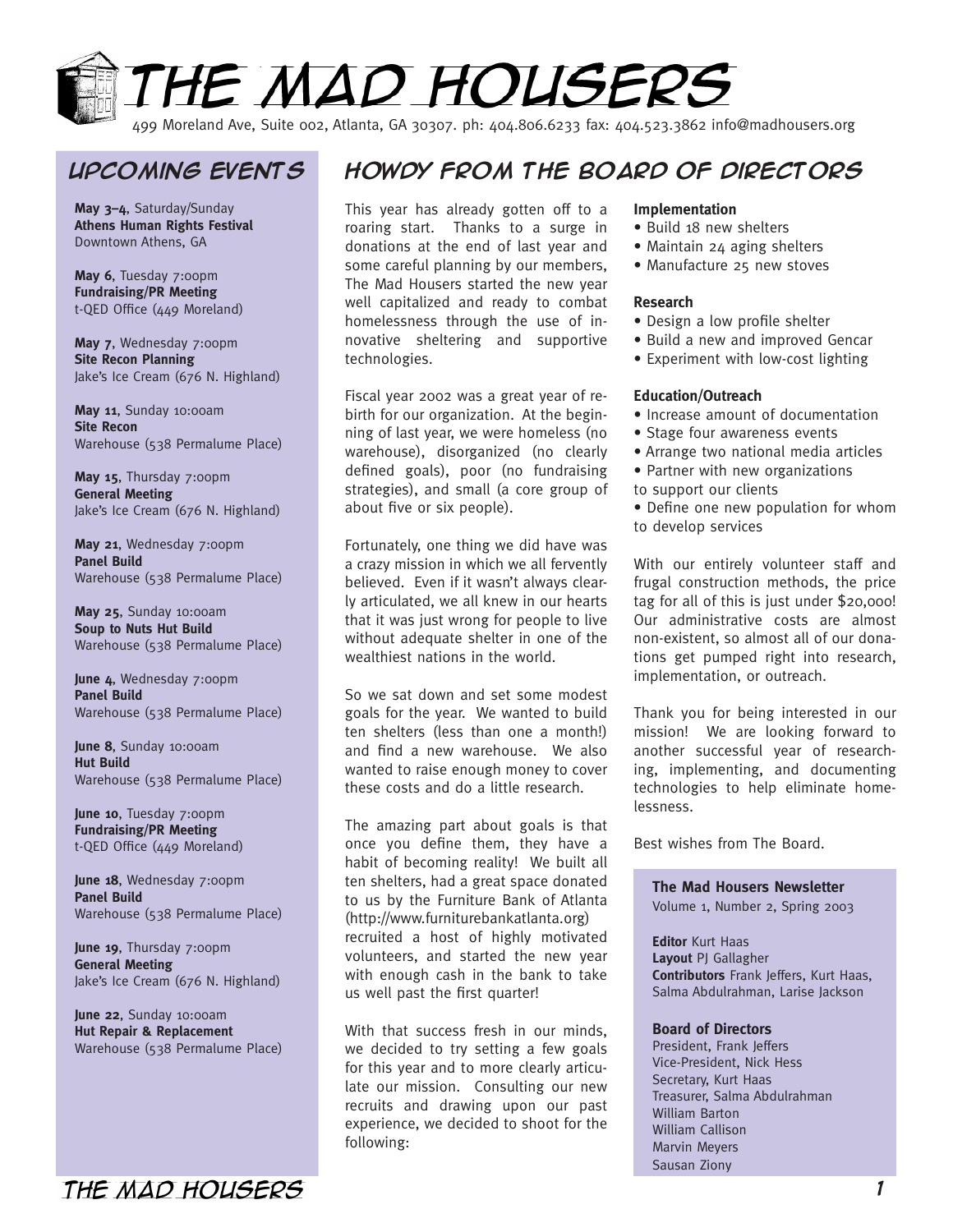# The Mad Housers

499 Moreland Ave, Suite 002, Atlanta, GA 30307. ph: 404.806.6233 fax: 404.523.3862 info@madhousers.org

## Upcoming Events

**May 3–4**, Saturday/Sunday
**Athens Human Rights Festival**
Downtown Athens, GA

**May 6**, Tuesday 7:00pm
**Fundraising/PR Meeting**
t-QED Office (449 Moreland)

**May 7**, Wednesday 7:00pm
**Site Recon Planning**
Jake's Ice Cream (676 N. Highland)

**May 11**, Sunday 10:00am
**Site Recon**
Warehouse (538 Permalume Place)

**May 15**, Thursday 7:00pm
**General Meeting**
Jake's Ice Cream (676 N. Highland)

**May 21**, Wednesday 7:00pm
**Panel Build**
Warehouse (538 Permalume Place)

**May 25**, Sunday 10:00am
**Soup to Nuts Hut Build**
Warehouse (538 Permalume Place)

**June 4**, Wednesday 7:00pm
**Panel Build**
Warehouse (538 Permalume Place)

**June 8**, Sunday 10:00am
**Hut Build**
Warehouse (538 Permalume Place)

**June 10**, Tuesday 7:00pm
**Fundraising/PR Meeting**
t-QED Office (449 Moreland)

**June 18**, Wednesday 7:00pm
**Panel Build**
Warehouse (538 Permalume Place)

**June 19**, Thursday 7:00pm
**General Meeting**
Jake's Ice Cream (676 N. Highland)

**June 22**, Sunday 10:00am
**Hut Repair & Replacement**
Warehouse (538 Permalume Place)

## Howdy from the Board of Directors

This year has already gotten off to a roaring start. Thanks to a surge in donations at the end of last year and some careful planning by our members, The Mad Housers started the new year well capitalized and ready to combat homelessness through the use of innovative sheltering and supportive technologies.

Fiscal year 2002 was a great year of rebirth for our organization. At the beginning of last year, we were homeless (no warehouse), disorganized (no clearly defined goals), poor (no fundraising strategies), and small (a core group of about five or six people).

Fortunately, one thing we did have was a crazy mission in which we all fervently believed. Even if it wasn't always clearly articulated, we all knew in our hearts that it was just wrong for people to live without adequate shelter in one of the wealthiest nations in the world.

So we sat down and set some modest goals for the year. We wanted to build ten shelters (less than one a month!) and find a new warehouse. We also wanted to raise enough money to cover these costs and do a little research.

The amazing part about goals is that once you define them, they have a habit of becoming reality! We built all ten shelters, had a great space donated to us by the Furniture Bank of Atlanta (http://www.furniturebankatlanta.org) recruited a host of highly motivated volunteers, and started the new year with enough cash in the bank to take us well past the first quarter!

With that success fresh in our minds, we decided to try setting a few goals for this year and to more clearly articulate our mission. Consulting our new recruits and drawing upon our past experience, we decided to shoot for the following:

**Implementation**
- Build 18 new shelters
- Maintain 24 aging shelters
- Manufacture 25 new stoves

**Research**
- Design a low profile shelter
- Build a new and improved Gencar
- Experiment with low-cost lighting

**Education/Outreach**
- Increase amount of documentation
- Stage four awareness events
- Arrange two national media articles
- Partner with new organizations to support our clients
- Define one new population for whom to develop services

With our entirely volunteer staff and frugal construction methods, the price tag for all of this is just under $20,000! Our administrative costs are almost non-existent, so almost all of our donations get pumped right into research, implementation, or outreach.

Thank you for being interested in our mission! We are looking forward to another successful year of researching, implementing, and documenting technologies to help eliminate homelessness.

Best wishes from The Board.

**The Mad Housers Newsletter**
Volume 1, Number 2, Spring 2003

**Editor** Kurt Haas
**Layout** PJ Gallagher
**Contributors** Frank Jeffers, Kurt Haas, Salma Abdulrahman, Larise Jackson

**Board of Directors**
President, Frank Jeffers
Vice-President, Nick Hess
Secretary, Kurt Haas
Treasurer, Salma Abdulrahman
William Barton
William Callison
Marvin Meyers
Sausan Ziony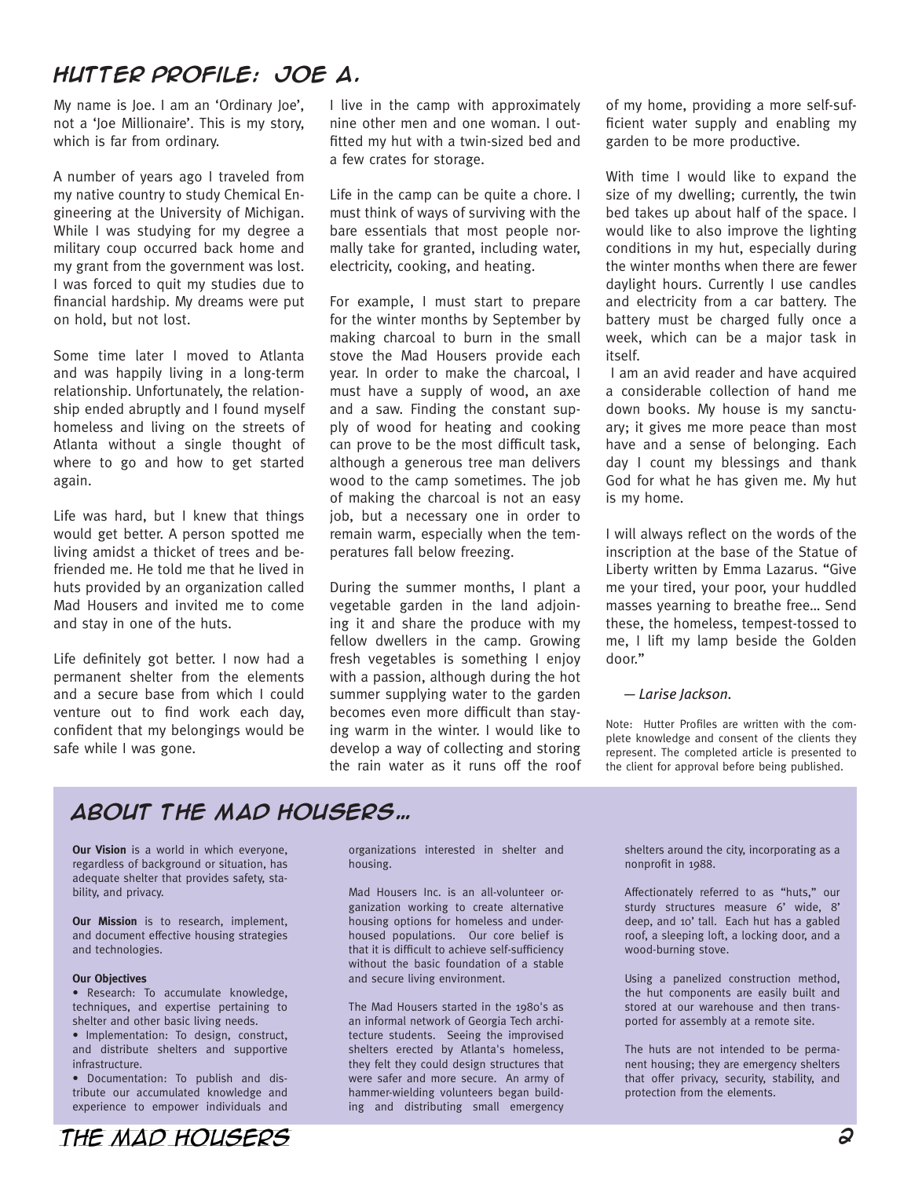## Hutter Profile: Joe A.

My name is Joe. I am an 'Ordinary Joe', not a 'Joe Millionaire'. This is my story, which is far from ordinary.

A number of years ago I traveled from my native country to study Chemical Engineering at the University of Michigan. While I was studying for my degree a military coup occurred back home and my grant from the government was lost. I was forced to quit my studies due to financial hardship. My dreams were put on hold, but not lost.

Some time later I moved to Atlanta and was happily living in a long-term relationship. Unfortunately, the relationship ended abruptly and I found myself homeless and living on the streets of Atlanta without a single thought of where to go and how to get started again.

Life was hard, but I knew that things would get better. A person spotted me living amidst a thicket of trees and befriended me. He told me that he lived in huts provided by an organization called Mad Housers and invited me to come and stay in one of the huts.

Life definitely got better. I now had a permanent shelter from the elements and a secure base from which I could venture out to find work each day, confident that my belongings would be safe while I was gone.

I live in the camp with approximately nine other men and one woman. I outfitted my hut with a twin-sized bed and a few crates for storage.

Life in the camp can be quite a chore. I must think of ways of surviving with the bare essentials that most people normally take for granted, including water, electricity, cooking, and heating.

For example, I must start to prepare for the winter months by September by making charcoal to burn in the small stove the Mad Housers provide each year. In order to make the charcoal, I must have a supply of wood, an axe and a saw. Finding the constant supply of wood for heating and cooking can prove to be the most difficult task, although a generous tree man delivers wood to the camp sometimes. The job of making the charcoal is not an easy job, but a necessary one in order to remain warm, especially when the temperatures fall below freezing.

During the summer months, I plant a vegetable garden in the land adjoining it and share the produce with my fellow dwellers in the camp. Growing fresh vegetables is something I enjoy with a passion, although during the hot summer supplying water to the garden becomes even more difficult than staying warm in the winter. I would like to develop a way of collecting and storing the rain water as it runs off the roof of my home, providing a more self-sufficient water supply and enabling my garden to be more productive.

With time I would like to expand the size of my dwelling; currently, the twin bed takes up about half of the space. I would like to also improve the lighting conditions in my hut, especially during the winter months when there are fewer daylight hours. Currently I use candles and electricity from a car battery. The battery must be charged fully once a week, which can be a major task in itself.

I am an avid reader and have acquired a considerable collection of hand me down books. My house is my sanctuary; it gives me more peace than most have and a sense of belonging. Each day I count my blessings and thank God for what he has given me. My hut is my home.

I will always reflect on the words of the inscription at the base of the Statue of Liberty written by Emma Lazarus. "Give me your tired, your poor, your huddled masses yearning to breathe free… Send these, the homeless, tempest-tossed to me, I lift my lamp beside the Golden door."

— *Larise Jackson.*

Note: Hutter Profiles are written with the complete knowledge and consent of the clients they represent. The completed article is presented to the client for approval before being published.

## About the Mad Housers…

**Our Vision** is a world in which everyone, regardless of background or situation, has adequate shelter that provides safety, stability, and privacy.

**Our Mission** is to research, implement, and document effective housing strategies and technologies.

**Our Objectives**

- Research: To accumulate knowledge, techniques, and expertise pertaining to shelter and other basic living needs.
- Implementation: To design, construct, and distribute shelters and supportive infrastructure.
- Documentation: To publish and distribute our accumulated knowledge and experience to empower individuals and organizations interested in shelter and housing.

Mad Housers Inc. is an all-volunteer organization working to create alternative housing options for homeless and under-housed populations. Our core belief is that it is difficult to achieve self-sufficiency without the basic foundation of a stable and secure living environment.

The Mad Housers started in the 1980's as an informal network of Georgia Tech architecture students. Seeing the improvised shelters erected by Atlanta's homeless, they felt they could design structures that were safer and more secure. An army of hammer-wielding volunteers began building and distributing small emergency shelters around the city, incorporating as a nonprofit in 1988.

Affectionately referred to as "huts," our sturdy structures measure 6' wide, 8' deep, and 10' tall. Each hut has a gabled roof, a sleeping loft, a locking door, and a wood-burning stove.

Using a panelized construction method, the hut components are easily built and stored at our warehouse and then transported for assembly at a remote site.

The huts are not intended to be permanent housing; they are emergency shelters that offer privacy, security, stability, and protection from the elements.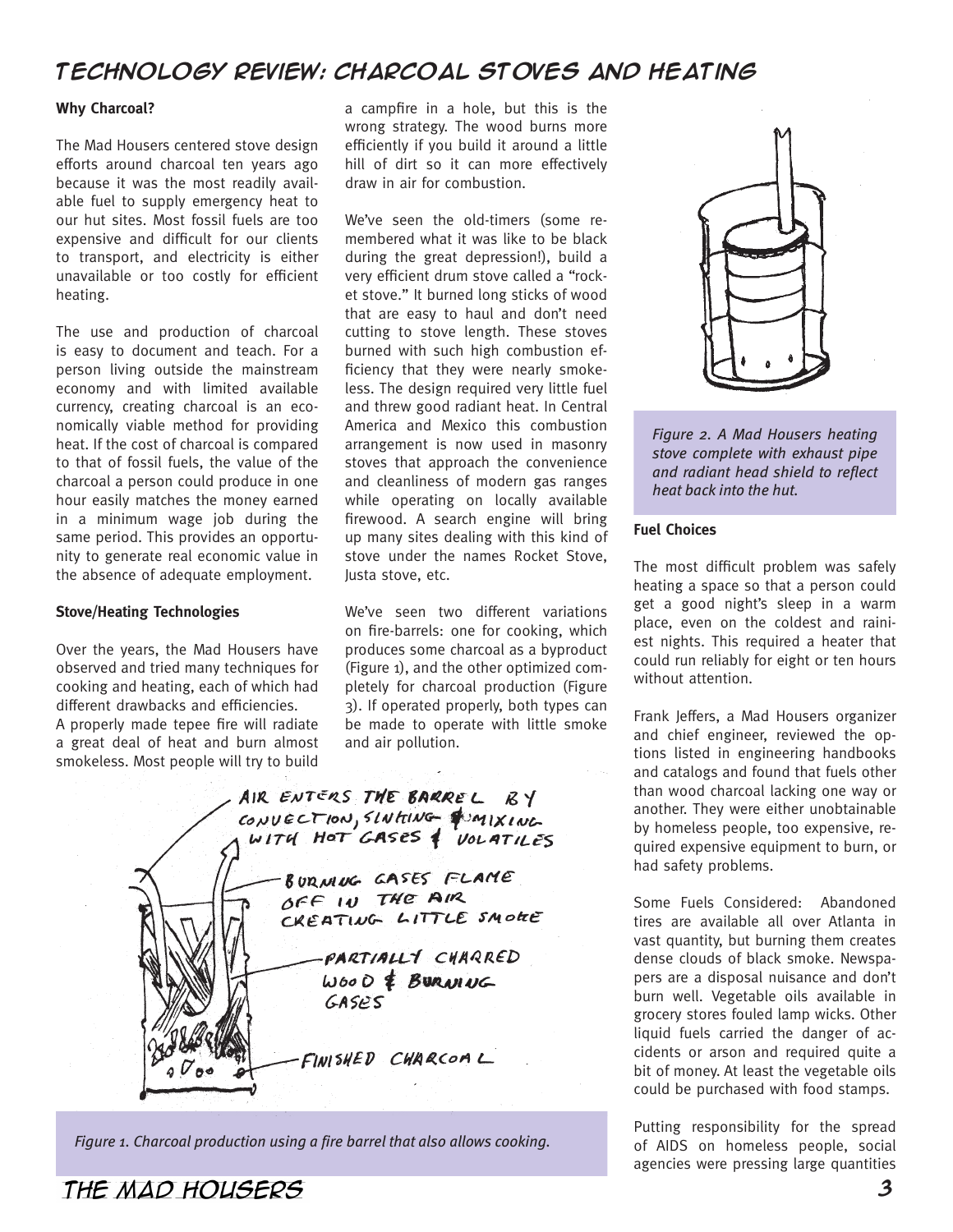# Technology Review: Charcoal Stoves and Heating

**Why Charcoal?**

The Mad Housers centered stove design efforts around charcoal ten years ago because it was the most readily available fuel to supply emergency heat to our hut sites. Most fossil fuels are too expensive and difficult for our clients to transport, and electricity is either unavailable or too costly for efficient heating.

The use and production of charcoal is easy to document and teach. For a person living outside the mainstream economy and with limited available currency, creating charcoal is an economically viable method for providing heat. If the cost of charcoal is compared to that of fossil fuels, the value of the charcoal a person could produce in one hour easily matches the money earned in a minimum wage job during the same period. This provides an opportunity to generate real economic value in the absence of adequate employment.

**Stove/Heating Technologies**

Over the years, the Mad Housers have observed and tried many techniques for cooking and heating, each of which had different drawbacks and efficiencies.

A properly made tepee fire will radiate a great deal of heat and burn almost smokeless. Most people will try to build a campfire in a hole, but this is the wrong strategy. The wood burns more efficiently if you build it around a little hill of dirt so it can more effectively draw in air for combustion.

We've seen the old-timers (some remembered what it was like to be black during the great depression!), build a very efficient drum stove called a "rocket stove." It burned long sticks of wood that are easy to haul and don't need cutting to stove length. These stoves burned with such high combustion efficiency that they were nearly smokeless. The design required very little fuel and threw good radiant heat. In Central America and Mexico this combustion arrangement is now used in masonry stoves that approach the convenience and cleanliness of modern gas ranges while operating on locally available firewood. A search engine will bring up many sites dealing with this kind of stove under the names Rocket Stove, Justa stove, etc.

We've seen two different variations on fire-barrels: one for cooking, which produces some charcoal as a byproduct (Figure 1), and the other optimized completely for charcoal production (Figure 3). If operated properly, both types can be made to operate with little smoke and air pollution.

AIR ENTERS THE BARREL BY CONVECTION, SINKING & MIXING WITH HOT GASES & VOLATILES

BURNING GASES FLAME OFF IN THE AIR CREATING LITTLE SMOKE

PARTIALLY CHARRED WOOD & BURNING GASES

FINISHED CHARCOAL

*Figure 1. Charcoal production using a fire barrel that also allows cooking.*

*Figure 2. A Mad Housers heating stove complete with exhaust pipe and radiant head shield to reflect heat back into the hut.*

**Fuel Choices**

The most difficult problem was safely heating a space so that a person could get a good night's sleep in a warm place, even on the coldest and rainiest nights. This required a heater that could run reliably for eight or ten hours without attention.

Frank Jeffers, a Mad Housers organizer and chief engineer, reviewed the options listed in engineering handbooks and catalogs and found that fuels other than wood charcoal lacking one way or another. They were either unobtainable by homeless people, too expensive, required expensive equipment to burn, or had safety problems.

Some Fuels Considered: Abandoned tires are available all over Atlanta in vast quantity, but burning them creates dense clouds of black smoke. Newspapers are a disposal nuisance and don't burn well. Vegetable oils available in grocery stores fouled lamp wicks. Other liquid fuels carried the danger of accidents or arson and required quite a bit of money. At least the vegetable oils could be purchased with food stamps.

Putting responsibility for the spread of AIDS on homeless people, social agencies were pressing large quantities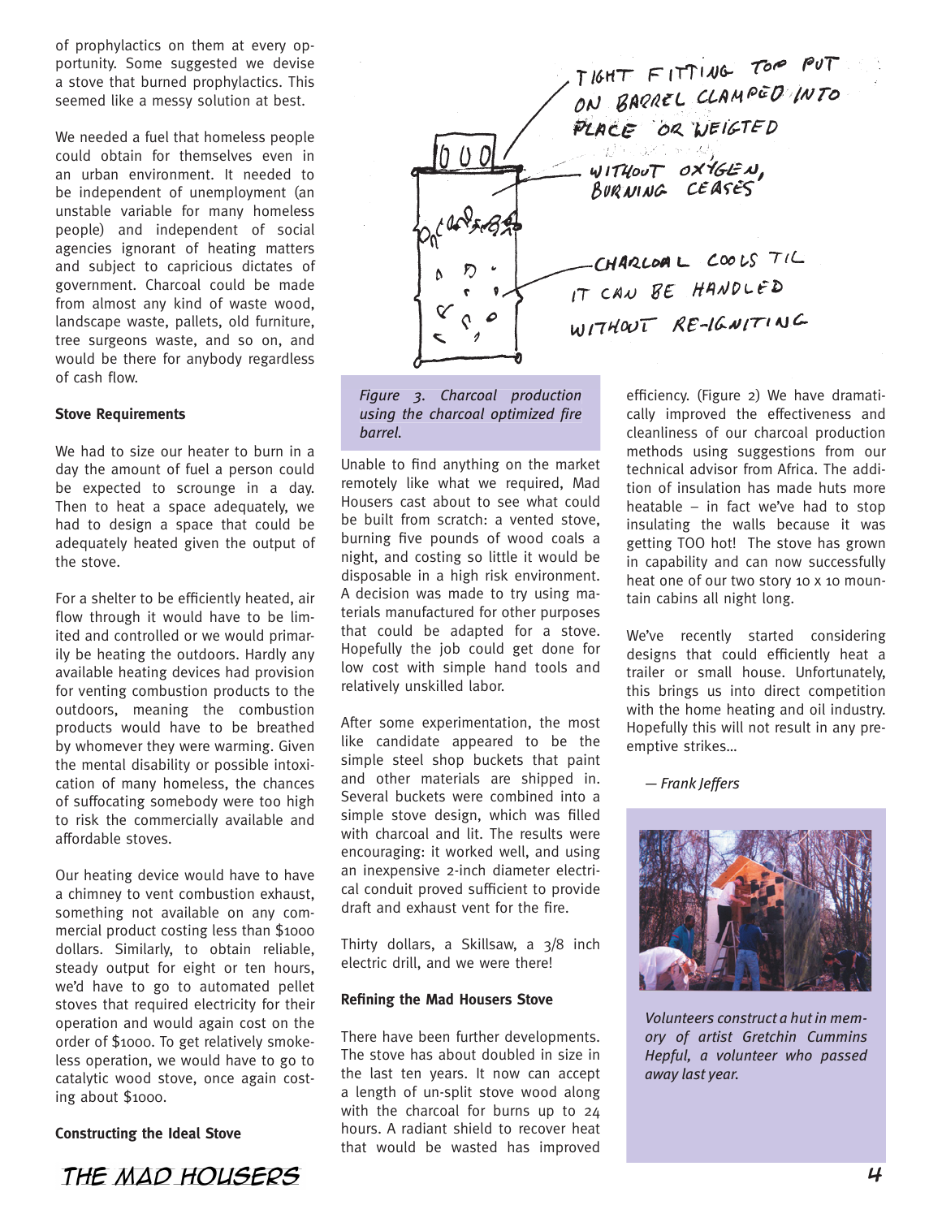of prophylactics on them at every opportunity. Some suggested we devise a stove that burned prophylactics. This seemed like a messy solution at best.

We needed a fuel that homeless people could obtain for themselves even in an urban environment. It needed to be independent of unemployment (an unstable variable for many homeless people) and independent of social agencies ignorant of heating matters and subject to capricious dictates of government. Charcoal could be made from almost any kind of waste wood, landscape waste, pallets, old furniture, tree surgeons waste, and so on, and would be there for anybody regardless of cash flow.

**Stove Requirements**

We had to size our heater to burn in a day the amount of fuel a person could be expected to scrounge in a day. Then to heat a space adequately, we had to design a space that could be adequately heated given the output of the stove.

For a shelter to be efficiently heated, air flow through it would have to be limited and controlled or we would primarily be heating the outdoors. Hardly any available heating devices had provision for venting combustion products to the outdoors, meaning the combustion products would have to be breathed by whomever they were warming. Given the mental disability or possible intoxication of many homeless, the chances of suffocating somebody were too high to risk the commercially available and affordable stoves.

Our heating device would have to have a chimney to vent combustion exhaust, something not available on any commercial product costing less than $1000 dollars. Similarly, to obtain reliable, steady output for eight or ten hours, we'd have to go to automated pellet stoves that required electricity for their operation and would again cost on the order of $1000. To get relatively smokeless operation, we would have to go to catalytic wood stove, once again costing about $1000.

**Constructing the Ideal Stove**

TIGHT FITTING TOP PUT ON BARREL CLAMPED INTO PLACE OR WEIGTED

WITHOUT OXYGEN, BURNING CEASES

CHARCOAL COOLS TIL IT CAN BE HANDLED WITHOUT RE-IGNITING

*Figure 3. Charcoal production using the charcoal optimized fire barrel.*

Unable to find anything on the market remotely like what we required, Mad Housers cast about to see what could be built from scratch: a vented stove, burning five pounds of wood coals a night, and costing so little it would be disposable in a high risk environment. A decision was made to try using materials manufactured for other purposes that could be adapted for a stove. Hopefully the job could get done for low cost with simple hand tools and relatively unskilled labor.

After some experimentation, the most like candidate appeared to be the simple steel shop buckets that paint and other materials are shipped in. Several buckets were combined into a simple stove design, which was filled with charcoal and lit. The results were encouraging: it worked well, and using an inexpensive 2-inch diameter electrical conduit proved sufficient to provide draft and exhaust vent for the fire.

Thirty dollars, a Skillsaw, a 3/8 inch electric drill, and we were there!

**Refining the Mad Housers Stove**

There have been further developments. The stove has about doubled in size in the last ten years. It now can accept a length of un-split stove wood along with the charcoal for burns up to 24 hours. A radiant shield to recover heat that would be wasted has improved efficiency. (Figure 2) We have dramatically improved the effectiveness and cleanliness of our charcoal production methods using suggestions from our technical advisor from Africa. The addition of insulation has made huts more heatable – in fact we've had to stop insulating the walls because it was getting TOO hot! The stove has grown in capability and can now successfully heat one of our two story 10 x 10 mountain cabins all night long.

We've recently started considering designs that could efficiently heat a trailer or small house. Unfortunately, this brings us into direct competition with the home heating and oil industry. Hopefully this will not result in any preemptive strikes...

*— Frank Jeffers*

*Volunteers construct a hut in memory of artist Gretchin Cummins Hepful, a volunteer who passed away last year.*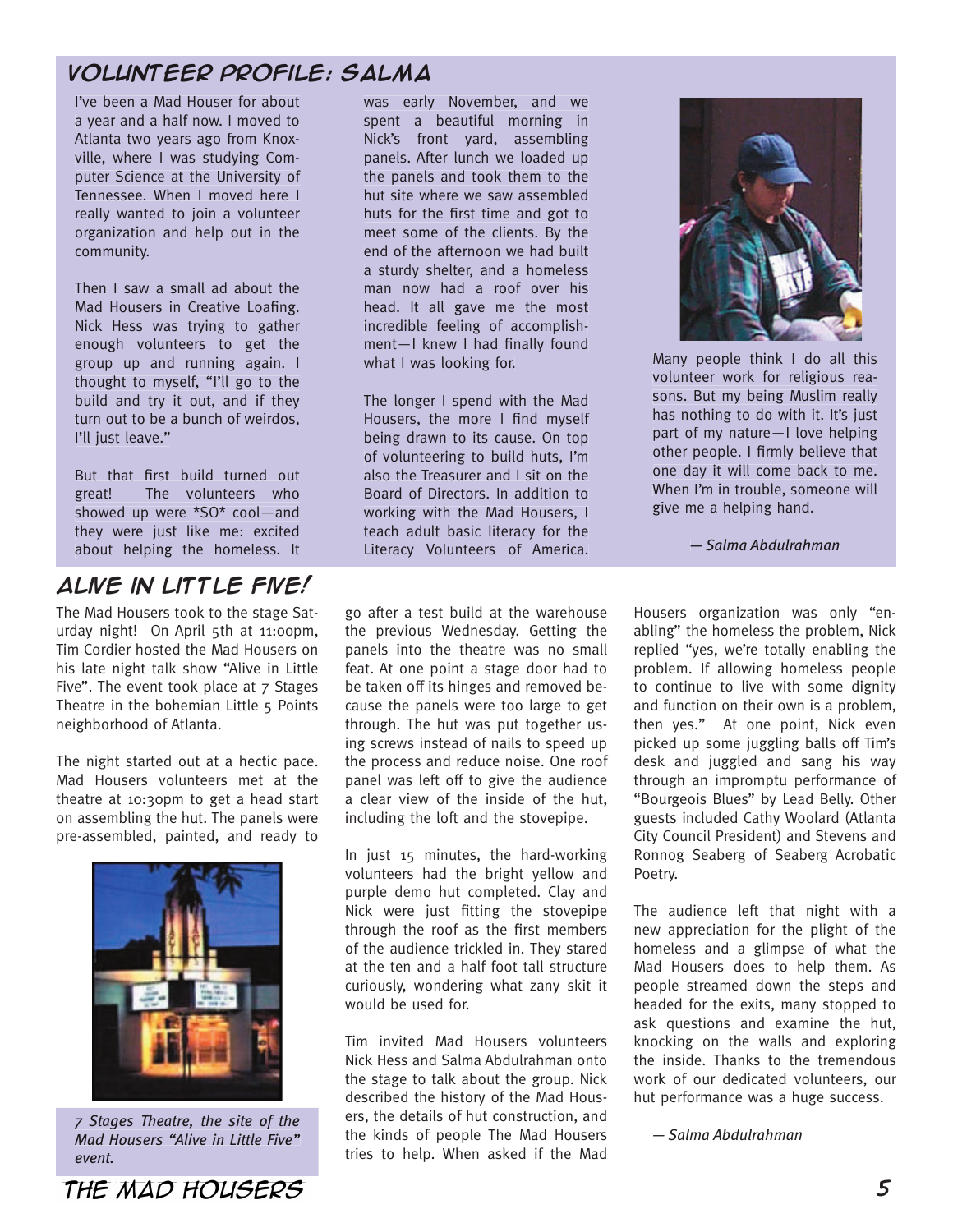## Volunteer Profile: Salma

I've been a Mad Houser for about a year and a half now. I moved to Atlanta two years ago from Knoxville, where I was studying Computer Science at the University of Tennessee. When I moved here I really wanted to join a volunteer organization and help out in the community.

Then I saw a small ad about the Mad Housers in Creative Loafing. Nick Hess was trying to gather enough volunteers to get the group up and running again. I thought to myself, "I'll go to the build and try it out, and if they turn out to be a bunch of weirdos, I'll just leave."

But that first build turned out great! The volunteers who showed up were *SO* cool—and they were just like me: excited about helping the homeless. It was early November, and we spent a beautiful morning in Nick's front yard, assembling panels. After lunch we loaded up the panels and took them to the hut site where we saw assembled huts for the first time and got to meet some of the clients. By the end of the afternoon we had built a sturdy shelter, and a homeless man now had a roof over his head. It all gave me the most incredible feeling of accomplishment—I knew I had finally found what I was looking for.

The longer I spend with the Mad Housers, the more I find myself being drawn to its cause. On top of volunteering to build huts, I'm also the Treasurer and I sit on the Board of Directors. In addition to working with the Mad Housers, I teach adult basic literacy for the Literacy Volunteers of America.

Many people think I do all this volunteer work for religious reasons. But my being Muslim really has nothing to do with it. It's just part of my nature—I love helping other people. I firmly believe that one day it will come back to me. When I'm in trouble, someone will give me a helping hand.

*— Salma Abdulrahman*

## Alive in Little Five!

The Mad Housers took to the stage Saturday night! On April 5th at 11:00pm, Tim Cordier hosted the Mad Housers on his late night talk show "Alive in Little Five". The event took place at 7 Stages Theatre in the bohemian Little 5 Points neighborhood of Atlanta.

The night started out at a hectic pace. Mad Housers volunteers met at the theatre at 10:30pm to get a head start on assembling the hut. The panels were pre-assembled, painted, and ready to go after a test build at the warehouse the previous Wednesday. Getting the panels into the theatre was no small feat. At one point a stage door had to be taken off its hinges and removed because the panels were too large to get through. The hut was put together using screws instead of nails to speed up the process and reduce noise. One roof panel was left off to give the audience a clear view of the inside of the hut, including the loft and the stovepipe.

*7 Stages Theatre, the site of the Mad Housers "Alive in Little Five" event.*

In just 15 minutes, the hard-working volunteers had the bright yellow and purple demo hut completed. Clay and Nick were just fitting the stovepipe through the roof as the first members of the audience trickled in. They stared at the ten and a half foot tall structure curiously, wondering what zany skit it would be used for.

Tim invited Mad Housers volunteers Nick Hess and Salma Abdulrahman onto the stage to talk about the group. Nick described the history of the Mad Housers, the details of hut construction, and the kinds of people The Mad Housers tries to help. When asked if the Mad Housers organization was only "enabling" the homeless the problem, Nick replied "yes, we're totally enabling the problem. If allowing homeless people to continue to live with some dignity and function on their own is a problem, then yes." At one point, Nick even picked up some juggling balls off Tim's desk and juggled and sang his way through an impromptu performance of "Bourgeois Blues" by Lead Belly. Other guests included Cathy Woolard (Atlanta City Council President) and Stevens and Ronnog Seaberg of Seaberg Acrobatic Poetry.

The audience left that night with a new appreciation for the plight of the homeless and a glimpse of what the Mad Housers does to help them. As people streamed down the steps and headed for the exits, many stopped to ask questions and examine the hut, knocking on the walls and exploring the inside. Thanks to the tremendous work of our dedicated volunteers, our hut performance was a huge success.

*— Salma Abdulrahman*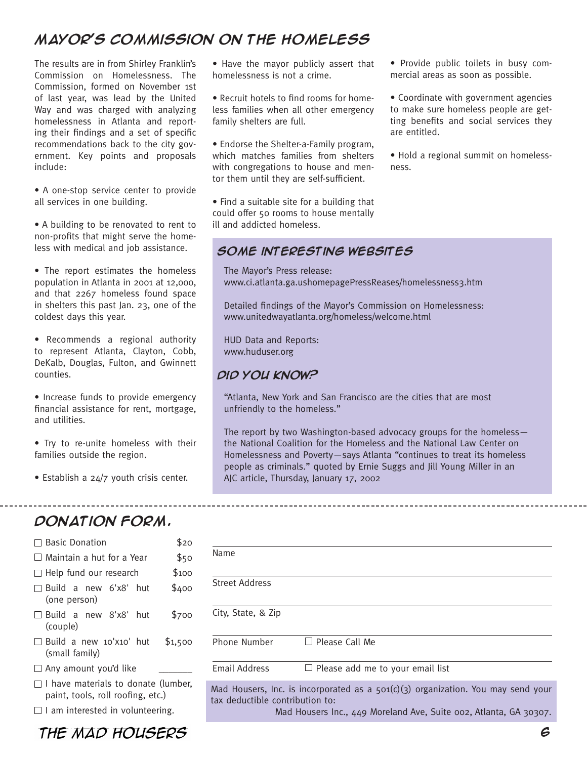## Mayor's Commission on the Homeless

The results are in from Shirley Franklin's Commission on Homelessness. The Commission, formed on November 1st of last year, was lead by the United Way and was charged with analyzing homelessness in Atlanta and reporting their findings and a set of specific recommendations back to the city government. Key points and proposals include:

- A one-stop service center to provide all services in one building.
- A building to be renovated to rent to non-profits that might serve the homeless with medical and job assistance.
- The report estimates the homeless population in Atlanta in 2001 at 12,000, and that 2267 homeless found space in shelters this past Jan. 23, one of the coldest days this year.
- Recommends a regional authority to represent Atlanta, Clayton, Cobb, DeKalb, Douglas, Fulton, and Gwinnett counties.
- Increase funds to provide emergency financial assistance for rent, mortgage, and utilities.
- Try to re-unite homeless with their families outside the region.
- Establish a 24/7 youth crisis center.
- Have the mayor publicly assert that homelessness is not a crime.
- Recruit hotels to find rooms for homeless families when all other emergency family shelters are full.
- Endorse the Shelter-a-Family program, which matches families from shelters with congregations to house and mentor them until they are self-sufficient.
- Find a suitable site for a building that could offer 50 rooms to house mentally ill and addicted homeless.
- Provide public toilets in busy commercial areas as soon as possible.
- Coordinate with government agencies to make sure homeless people are getting benefits and social services they are entitled.
- Hold a regional summit on homelessness.

### Some Interesting Websites

The Mayor's Press release:
www.ci.atlanta.ga.ushomepagePressReases/homelessness3.htm

Detailed findings of the Mayor's Commission on Homelessness:
www.unitedwayatlanta.org/homeless/welcome.html

HUD Data and Reports:
www.huduser.org

### Did You Know?

"Atlanta, New York and San Francisco are the cities that are most unfriendly to the homeless."

The report by two Washington-based advocacy groups for the homeless—the National Coalition for the Homeless and the National Law Center on Homelessness and Poverty—says Atlanta "continues to treat its homeless people as criminals." quoted by Ernie Suggs and Jill Young Miller in an AJC article, Thursday, January 17, 2002

## Donation Form.

- ☐ Basic Donation — $20
- ☐ Maintain a hut for a Year — $50
- ☐ Help fund our research — $100
- ☐ Build a new 6'x8' hut (one person) — $400
- ☐ Build a new 8'x8' hut (couple) — $700
- ☐ Build a new 10'x10' hut (small family) — $1,500
- ☐ Any amount you'd like _______
- ☐ I have materials to donate (lumber, paint, tools, roll roofing, etc.)
- ☐ I am interested in volunteering.

Name

Street Address

City, State, & Zip

Phone Number ☐ Please Call Me

Email Address ☐ Please add me to your email list

Mad Housers, Inc. is incorporated as a 501(c)(3) organization. You may send your tax deductible contribution to:

Mad Housers Inc., 449 Moreland Ave, Suite 002, Atlanta, GA 30307.